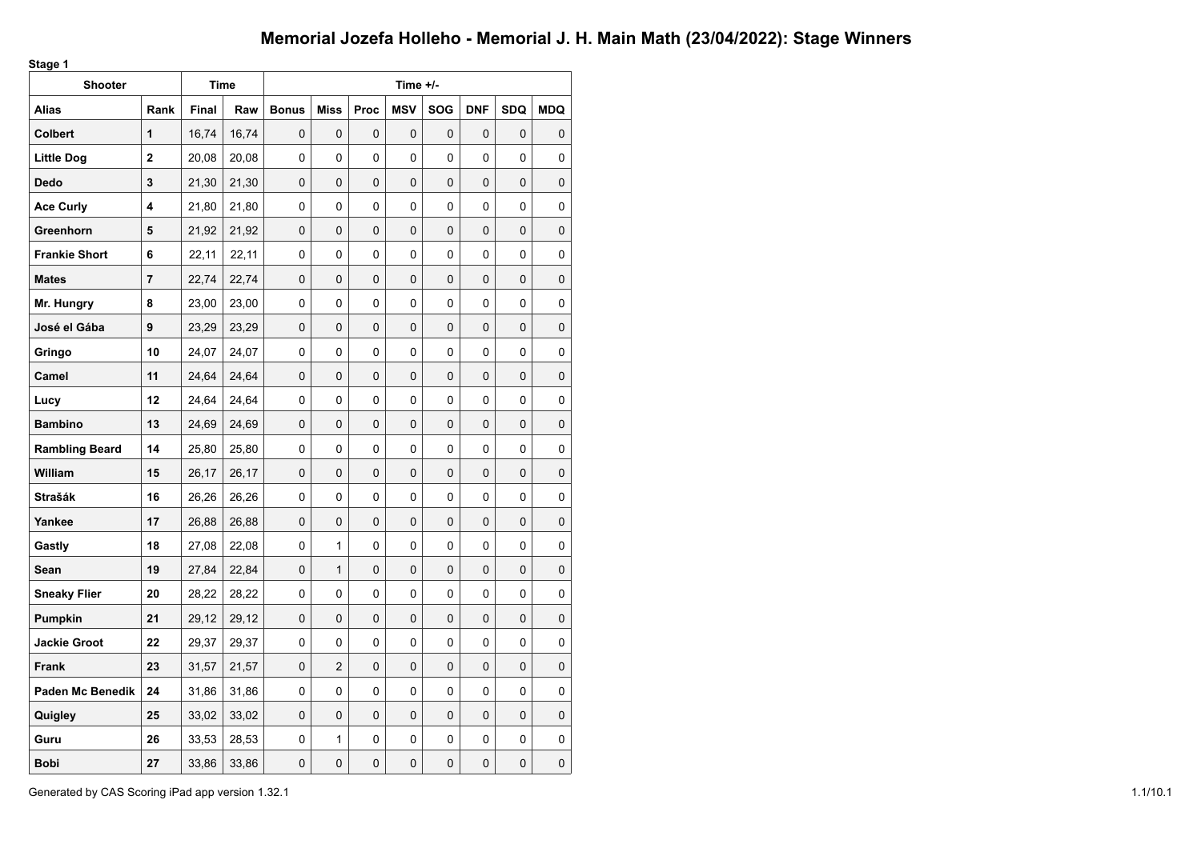# Memorial Jozefa Holleho - Memorial J. H. Main Math (23/04/2022): Stage Winners

**Stage 1**

| Shooter | | Time | | Time +/- | | | | | | | | |
|---|---|---|---|---|---|---|---|---|---|---|---|---|
| **Alias** | **Rank** | **Final** | **Raw** | **Bonus** | **Miss** | **Proc** | **MSV** | **SOG** | **DNF** | **SDQ** | **MDQ** |
| **Colbert** | **1** | 16,74 | 16,74 | 0 | 0 | 0 | 0 | 0 | 0 | 0 | 0 |
| **Little Dog** | **2** | 20,08 | 20,08 | 0 | 0 | 0 | 0 | 0 | 0 | 0 | 0 |
| **Dedo** | **3** | 21,30 | 21,30 | 0 | 0 | 0 | 0 | 0 | 0 | 0 | 0 |
| **Ace Curly** | **4** | 21,80 | 21,80 | 0 | 0 | 0 | 0 | 0 | 0 | 0 | 0 |
| **Greenhorn** | **5** | 21,92 | 21,92 | 0 | 0 | 0 | 0 | 0 | 0 | 0 | 0 |
| **Frankie Short** | **6** | 22,11 | 22,11 | 0 | 0 | 0 | 0 | 0 | 0 | 0 | 0 |
| **Mates** | **7** | 22,74 | 22,74 | 0 | 0 | 0 | 0 | 0 | 0 | 0 | 0 |
| **Mr. Hungry** | **8** | 23,00 | 23,00 | 0 | 0 | 0 | 0 | 0 | 0 | 0 | 0 |
| **José el Gába** | **9** | 23,29 | 23,29 | 0 | 0 | 0 | 0 | 0 | 0 | 0 | 0 |
| **Gringo** | **10** | 24,07 | 24,07 | 0 | 0 | 0 | 0 | 0 | 0 | 0 | 0 |
| **Camel** | **11** | 24,64 | 24,64 | 0 | 0 | 0 | 0 | 0 | 0 | 0 | 0 |
| **Lucy** | **12** | 24,64 | 24,64 | 0 | 0 | 0 | 0 | 0 | 0 | 0 | 0 |
| **Bambino** | **13** | 24,69 | 24,69 | 0 | 0 | 0 | 0 | 0 | 0 | 0 | 0 |
| **Rambling Beard** | **14** | 25,80 | 25,80 | 0 | 0 | 0 | 0 | 0 | 0 | 0 | 0 |
| **William** | **15** | 26,17 | 26,17 | 0 | 0 | 0 | 0 | 0 | 0 | 0 | 0 |
| **Strašák** | **16** | 26,26 | 26,26 | 0 | 0 | 0 | 0 | 0 | 0 | 0 | 0 |
| **Yankee** | **17** | 26,88 | 26,88 | 0 | 0 | 0 | 0 | 0 | 0 | 0 | 0 |
| **Gastly** | **18** | 27,08 | 22,08 | 0 | 1 | 0 | 0 | 0 | 0 | 0 | 0 |
| **Sean** | **19** | 27,84 | 22,84 | 0 | 1 | 0 | 0 | 0 | 0 | 0 | 0 |
| **Sneaky Flier** | **20** | 28,22 | 28,22 | 0 | 0 | 0 | 0 | 0 | 0 | 0 | 0 |
| **Pumpkin** | **21** | 29,12 | 29,12 | 0 | 0 | 0 | 0 | 0 | 0 | 0 | 0 |
| **Jackie Groot** | **22** | 29,37 | 29,37 | 0 | 0 | 0 | 0 | 0 | 0 | 0 | 0 |
| **Frank** | **23** | 31,57 | 21,57 | 0 | 2 | 0 | 0 | 0 | 0 | 0 | 0 |
| **Paden Mc Benedik** | **24** | 31,86 | 31,86 | 0 | 0 | 0 | 0 | 0 | 0 | 0 | 0 |
| **Quigley** | **25** | 33,02 | 33,02 | 0 | 0 | 0 | 0 | 0 | 0 | 0 | 0 |
| **Guru** | **26** | 33,53 | 28,53 | 0 | 1 | 0 | 0 | 0 | 0 | 0 | 0 |
| **Bobi** | **27** | 33,86 | 33,86 | 0 | 0 | 0 | 0 | 0 | 0 | 0 | 0 |

Generated by CAS Scoring iPad app version 1.32.1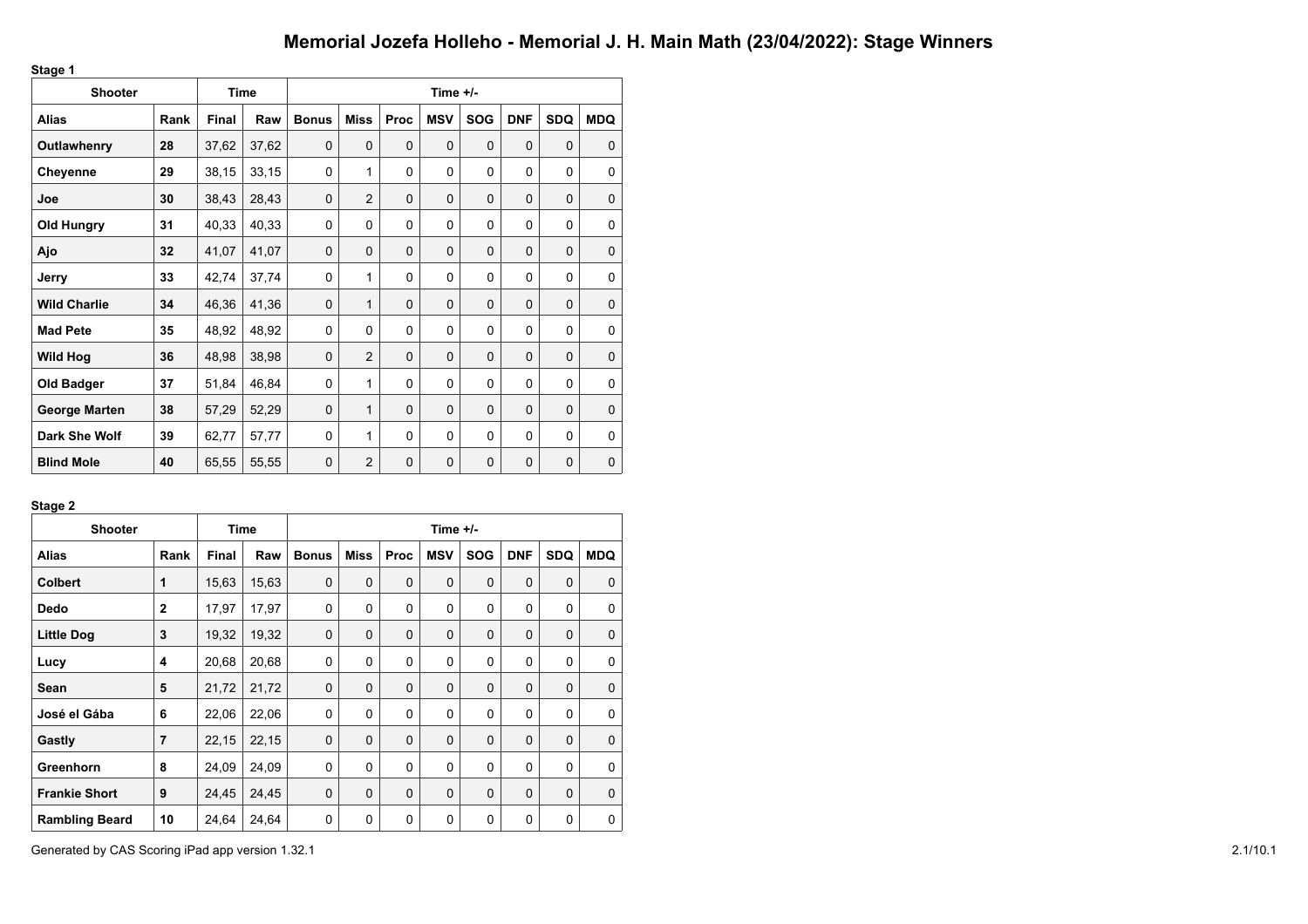# Memorial Jozefa Holleho - Memorial J. H. Main Math (23/04/2022): Stage Winners

**Stage 1**

| Shooter | | Time | | Time +/- | | | | | | | | |
|---|---|---|---|---|---|---|---|---|---|---|---|---|
| **Alias** | **Rank** | **Final** | **Raw** | **Bonus** | **Miss** | **Proc** | **MSV** | **SOG** | **DNF** | **SDQ** | **MDQ** |
| **Outlawhenry** | **28** | 37,62 | 37,62 | 0 | 0 | 0 | 0 | 0 | 0 | 0 | 0 |
| **Cheyenne** | **29** | 38,15 | 33,15 | 0 | 1 | 0 | 0 | 0 | 0 | 0 | 0 |
| **Joe** | **30** | 38,43 | 28,43 | 0 | 2 | 0 | 0 | 0 | 0 | 0 | 0 |
| **Old Hungry** | **31** | 40,33 | 40,33 | 0 | 0 | 0 | 0 | 0 | 0 | 0 | 0 |
| **Ajo** | **32** | 41,07 | 41,07 | 0 | 0 | 0 | 0 | 0 | 0 | 0 | 0 |
| **Jerry** | **33** | 42,74 | 37,74 | 0 | 1 | 0 | 0 | 0 | 0 | 0 | 0 |
| **Wild Charlie** | **34** | 46,36 | 41,36 | 0 | 1 | 0 | 0 | 0 | 0 | 0 | 0 |
| **Mad Pete** | **35** | 48,92 | 48,92 | 0 | 0 | 0 | 0 | 0 | 0 | 0 | 0 |
| **Wild Hog** | **36** | 48,98 | 38,98 | 0 | 2 | 0 | 0 | 0 | 0 | 0 | 0 |
| **Old Badger** | **37** | 51,84 | 46,84 | 0 | 1 | 0 | 0 | 0 | 0 | 0 | 0 |
| **George Marten** | **38** | 57,29 | 52,29 | 0 | 1 | 0 | 0 | 0 | 0 | 0 | 0 |
| **Dark She Wolf** | **39** | 62,77 | 57,77 | 0 | 1 | 0 | 0 | 0 | 0 | 0 | 0 |
| **Blind Mole** | **40** | 65,55 | 55,55 | 0 | 2 | 0 | 0 | 0 | 0 | 0 | 0 |

**Stage 2**

| Shooter | | Time | | Time +/- | | | | | | | | |
|---|---|---|---|---|---|---|---|---|---|---|---|---|
| **Alias** | **Rank** | **Final** | **Raw** | **Bonus** | **Miss** | **Proc** | **MSV** | **SOG** | **DNF** | **SDQ** | **MDQ** |
| **Colbert** | **1** | 15,63 | 15,63 | 0 | 0 | 0 | 0 | 0 | 0 | 0 | 0 |
| **Dedo** | **2** | 17,97 | 17,97 | 0 | 0 | 0 | 0 | 0 | 0 | 0 | 0 |
| **Little Dog** | **3** | 19,32 | 19,32 | 0 | 0 | 0 | 0 | 0 | 0 | 0 | 0 |
| **Lucy** | **4** | 20,68 | 20,68 | 0 | 0 | 0 | 0 | 0 | 0 | 0 | 0 |
| **Sean** | **5** | 21,72 | 21,72 | 0 | 0 | 0 | 0 | 0 | 0 | 0 | 0 |
| **José el Gába** | **6** | 22,06 | 22,06 | 0 | 0 | 0 | 0 | 0 | 0 | 0 | 0 |
| **Gastly** | **7** | 22,15 | 22,15 | 0 | 0 | 0 | 0 | 0 | 0 | 0 | 0 |
| **Greenhorn** | **8** | 24,09 | 24,09 | 0 | 0 | 0 | 0 | 0 | 0 | 0 | 0 |
| **Frankie Short** | **9** | 24,45 | 24,45 | 0 | 0 | 0 | 0 | 0 | 0 | 0 | 0 |
| **Rambling Beard** | **10** | 24,64 | 24,64 | 0 | 0 | 0 | 0 | 0 | 0 | 0 | 0 |

Generated by CAS Scoring iPad app version 1.32.1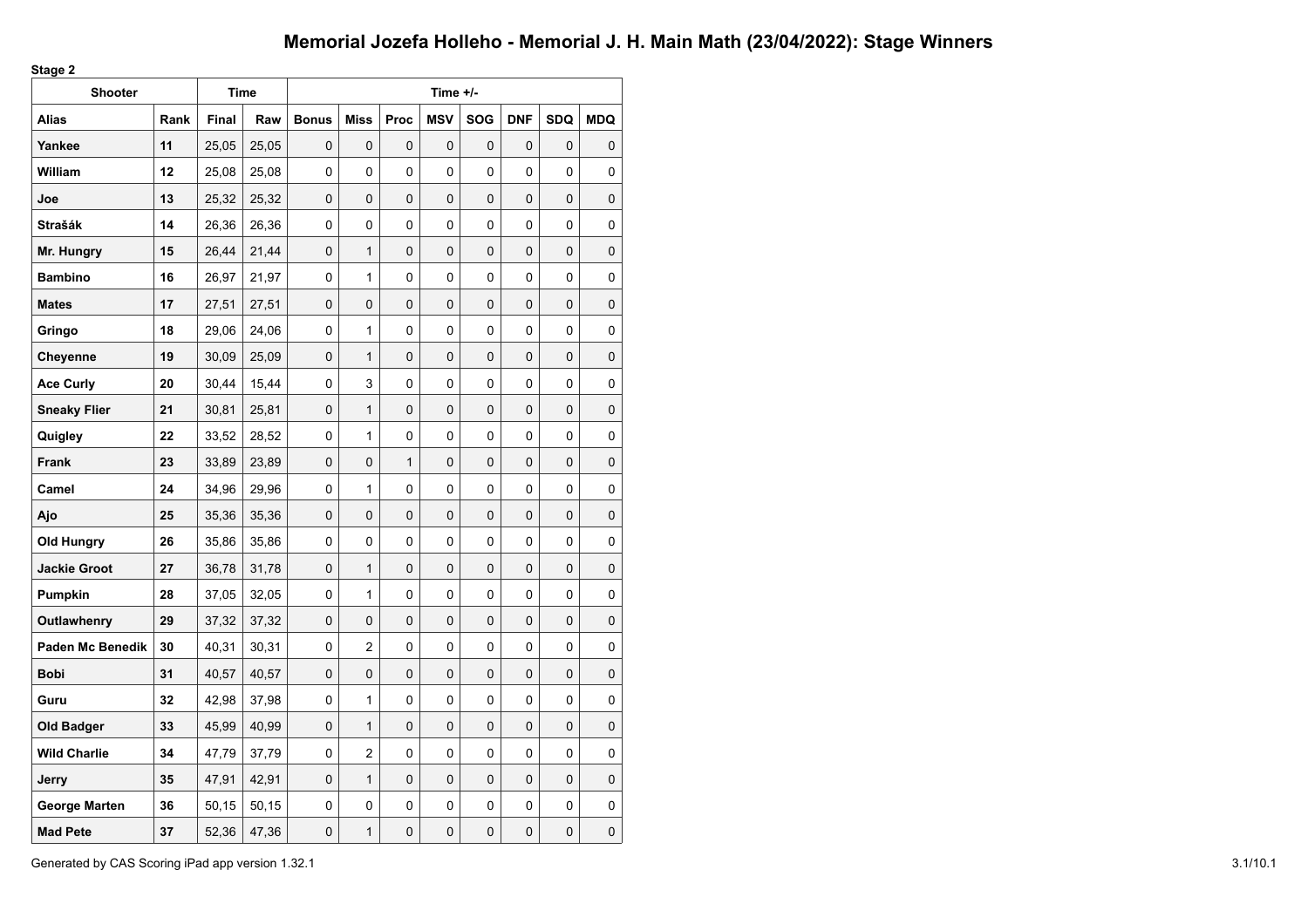# Memorial Jozefa Holleho - Memorial J. H. Main Math (23/04/2022): Stage Winners

**Stage 2**

| Shooter | | Time | | Time +/- | | | | | | | | |
|---|---|---|---|---|---|---|---|---|---|---|---|---|
| **Alias** | **Rank** | **Final** | **Raw** | **Bonus** | **Miss** | **Proc** | **MSV** | **SOG** | **DNF** | **SDQ** | **MDQ** | |
| **Yankee** | **11** | 25,05 | 25,05 | 0 | 0 | 0 | 0 | 0 | 0 | 0 | 0 | |
| **William** | **12** | 25,08 | 25,08 | 0 | 0 | 0 | 0 | 0 | 0 | 0 | 0 | |
| **Joe** | **13** | 25,32 | 25,32 | 0 | 0 | 0 | 0 | 0 | 0 | 0 | 0 | |
| **Strašák** | **14** | 26,36 | 26,36 | 0 | 0 | 0 | 0 | 0 | 0 | 0 | 0 | |
| **Mr. Hungry** | **15** | 26,44 | 21,44 | 0 | 1 | 0 | 0 | 0 | 0 | 0 | 0 | |
| **Bambino** | **16** | 26,97 | 21,97 | 0 | 1 | 0 | 0 | 0 | 0 | 0 | 0 | |
| **Mates** | **17** | 27,51 | 27,51 | 0 | 0 | 0 | 0 | 0 | 0 | 0 | 0 | |
| **Gringo** | **18** | 29,06 | 24,06 | 0 | 1 | 0 | 0 | 0 | 0 | 0 | 0 | |
| **Cheyenne** | **19** | 30,09 | 25,09 | 0 | 1 | 0 | 0 | 0 | 0 | 0 | 0 | |
| **Ace Curly** | **20** | 30,44 | 15,44 | 0 | 3 | 0 | 0 | 0 | 0 | 0 | 0 | |
| **Sneaky Flier** | **21** | 30,81 | 25,81 | 0 | 1 | 0 | 0 | 0 | 0 | 0 | 0 | |
| **Quigley** | **22** | 33,52 | 28,52 | 0 | 1 | 0 | 0 | 0 | 0 | 0 | 0 | |
| **Frank** | **23** | 33,89 | 23,89 | 0 | 0 | 1 | 0 | 0 | 0 | 0 | 0 | |
| **Camel** | **24** | 34,96 | 29,96 | 0 | 1 | 0 | 0 | 0 | 0 | 0 | 0 | |
| **Ajo** | **25** | 35,36 | 35,36 | 0 | 0 | 0 | 0 | 0 | 0 | 0 | 0 | |
| **Old Hungry** | **26** | 35,86 | 35,86 | 0 | 0 | 0 | 0 | 0 | 0 | 0 | 0 | |
| **Jackie Groot** | **27** | 36,78 | 31,78 | 0 | 1 | 0 | 0 | 0 | 0 | 0 | 0 | |
| **Pumpkin** | **28** | 37,05 | 32,05 | 0 | 1 | 0 | 0 | 0 | 0 | 0 | 0 | |
| **Outlawhenry** | **29** | 37,32 | 37,32 | 0 | 0 | 0 | 0 | 0 | 0 | 0 | 0 | |
| **Paden Mc Benedik** | **30** | 40,31 | 30,31 | 0 | 2 | 0 | 0 | 0 | 0 | 0 | 0 | |
| **Bobi** | **31** | 40,57 | 40,57 | 0 | 0 | 0 | 0 | 0 | 0 | 0 | 0 | |
| **Guru** | **32** | 42,98 | 37,98 | 0 | 1 | 0 | 0 | 0 | 0 | 0 | 0 | |
| **Old Badger** | **33** | 45,99 | 40,99 | 0 | 1 | 0 | 0 | 0 | 0 | 0 | 0 | |
| **Wild Charlie** | **34** | 47,79 | 37,79 | 0 | 2 | 0 | 0 | 0 | 0 | 0 | 0 | |
| **Jerry** | **35** | 47,91 | 42,91 | 0 | 1 | 0 | 0 | 0 | 0 | 0 | 0 | |
| **George Marten** | **36** | 50,15 | 50,15 | 0 | 0 | 0 | 0 | 0 | 0 | 0 | 0 | |
| **Mad Pete** | **37** | 52,36 | 47,36 | 0 | 1 | 0 | 0 | 0 | 0 | 0 | 0 | |

Generated by CAS Scoring iPad app version 1.32.1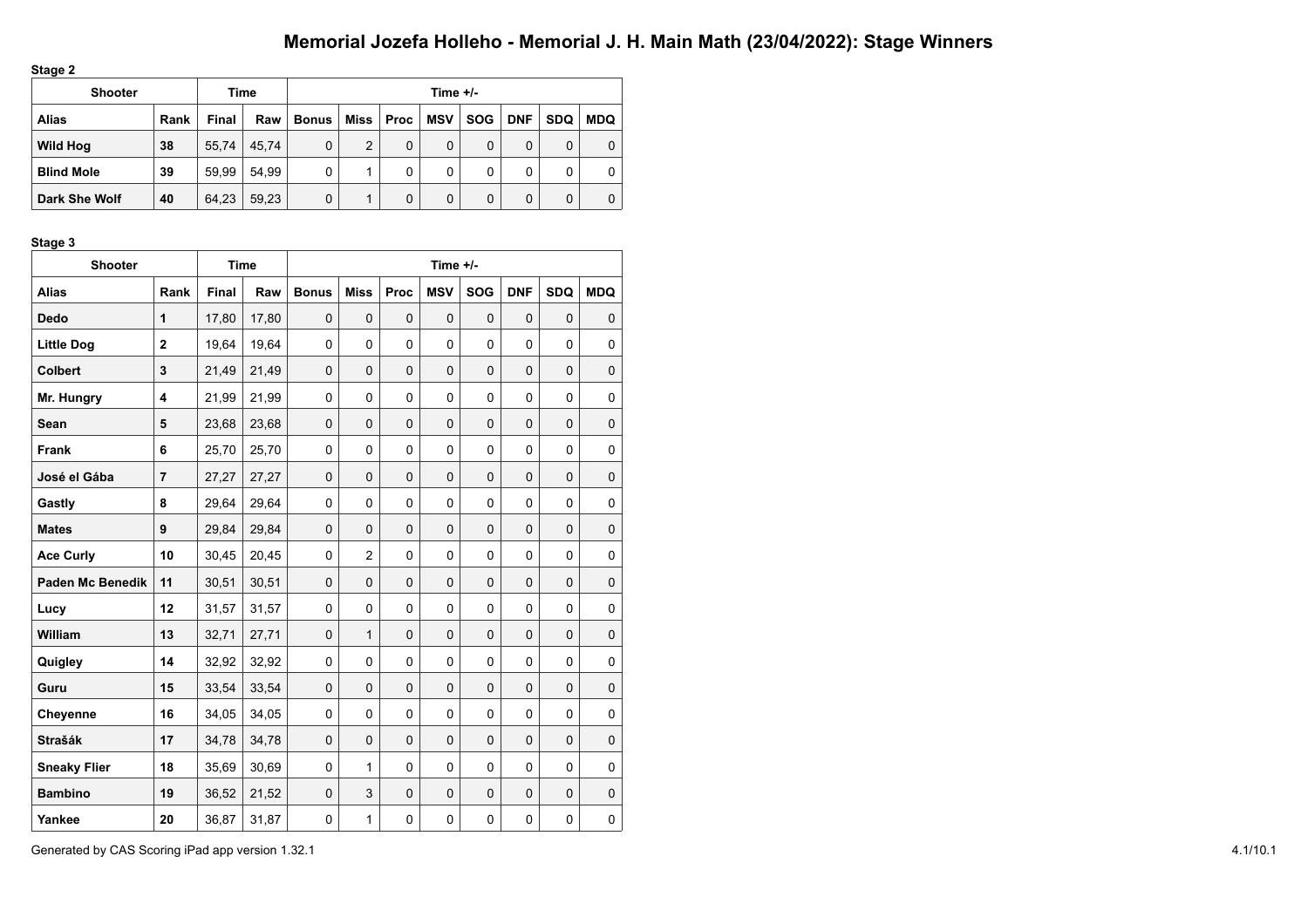# Memorial Jozefa Holleho - Memorial J. H. Main Math (23/04/2022): Stage Winners

**Stage 2**

| Shooter | | Time | | Time +/- | | | | | | | |
|---|---|---|---|---|---|---|---|---|---|---|---|
| **Alias** | **Rank** | **Final** | **Raw** | **Bonus** | **Miss** | **Proc** | **MSV** | **SOG** | **DNF** | **SDQ** | **MDQ** |
| **Wild Hog** | **38** | 55,74 | 45,74 | 0 | 2 | 0 | 0 | 0 | 0 | 0 | 0 |
| **Blind Mole** | **39** | 59,99 | 54,99 | 0 | 1 | 0 | 0 | 0 | 0 | 0 | 0 |
| **Dark She Wolf** | **40** | 64,23 | 59,23 | 0 | 1 | 0 | 0 | 0 | 0 | 0 | 0 |

**Stage 3**

| Shooter | | Time | | Time +/- | | | | | | | |
|---|---|---|---|---|---|---|---|---|---|---|---|
| **Alias** | **Rank** | **Final** | **Raw** | **Bonus** | **Miss** | **Proc** | **MSV** | **SOG** | **DNF** | **SDQ** | **MDQ** |
| **Dedo** | **1** | 17,80 | 17,80 | 0 | 0 | 0 | 0 | 0 | 0 | 0 | 0 |
| **Little Dog** | **2** | 19,64 | 19,64 | 0 | 0 | 0 | 0 | 0 | 0 | 0 | 0 |
| **Colbert** | **3** | 21,49 | 21,49 | 0 | 0 | 0 | 0 | 0 | 0 | 0 | 0 |
| **Mr. Hungry** | **4** | 21,99 | 21,99 | 0 | 0 | 0 | 0 | 0 | 0 | 0 | 0 |
| **Sean** | **5** | 23,68 | 23,68 | 0 | 0 | 0 | 0 | 0 | 0 | 0 | 0 |
| **Frank** | **6** | 25,70 | 25,70 | 0 | 0 | 0 | 0 | 0 | 0 | 0 | 0 |
| **José el Gába** | **7** | 27,27 | 27,27 | 0 | 0 | 0 | 0 | 0 | 0 | 0 | 0 |
| **Gastly** | **8** | 29,64 | 29,64 | 0 | 0 | 0 | 0 | 0 | 0 | 0 | 0 |
| **Mates** | **9** | 29,84 | 29,84 | 0 | 0 | 0 | 0 | 0 | 0 | 0 | 0 |
| **Ace Curly** | **10** | 30,45 | 20,45 | 0 | 2 | 0 | 0 | 0 | 0 | 0 | 0 |
| **Paden Mc Benedik** | **11** | 30,51 | 30,51 | 0 | 0 | 0 | 0 | 0 | 0 | 0 | 0 |
| **Lucy** | **12** | 31,57 | 31,57 | 0 | 0 | 0 | 0 | 0 | 0 | 0 | 0 |
| **William** | **13** | 32,71 | 27,71 | 0 | 1 | 0 | 0 | 0 | 0 | 0 | 0 |
| **Quigley** | **14** | 32,92 | 32,92 | 0 | 0 | 0 | 0 | 0 | 0 | 0 | 0 |
| **Guru** | **15** | 33,54 | 33,54 | 0 | 0 | 0 | 0 | 0 | 0 | 0 | 0 |
| **Cheyenne** | **16** | 34,05 | 34,05 | 0 | 0 | 0 | 0 | 0 | 0 | 0 | 0 |
| **Strašák** | **17** | 34,78 | 34,78 | 0 | 0 | 0 | 0 | 0 | 0 | 0 | 0 |
| **Sneaky Flier** | **18** | 35,69 | 30,69 | 0 | 1 | 0 | 0 | 0 | 0 | 0 | 0 |
| **Bambino** | **19** | 36,52 | 21,52 | 0 | 3 | 0 | 0 | 0 | 0 | 0 | 0 |
| **Yankee** | **20** | 36,87 | 31,87 | 0 | 1 | 0 | 0 | 0 | 0 | 0 | 0 |

Generated by CAS Scoring iPad app version 1.32.1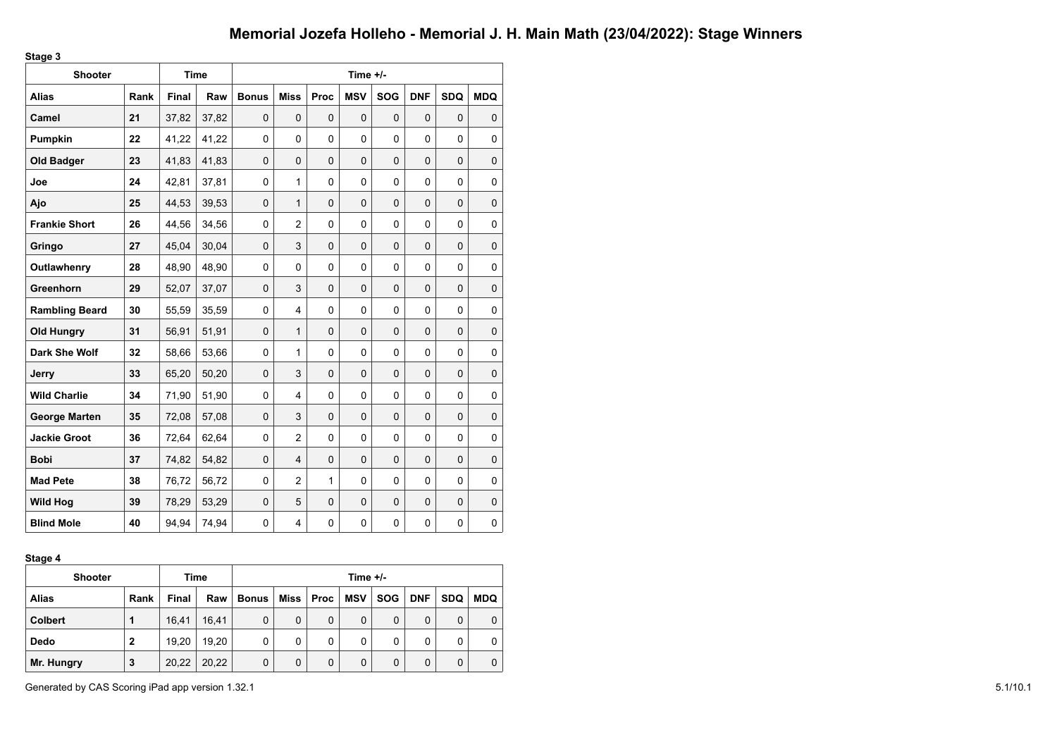# Memorial Jozefa Holleho - Memorial J. H. Main Math (23/04/2022): Stage Winners

**Stage 3**

| Shooter | | Time | | Time +/- | | | | | | | |
|---|---|---|---|---|---|---|---|---|---|---|---|
| **Alias** | **Rank** | **Final** | **Raw** | **Bonus** | **Miss** | **Proc** | **MSV** | **SOG** | **DNF** | **SDQ** | **MDQ** |
| **Camel** | **21** | 37,82 | 37,82 | 0 | 0 | 0 | 0 | 0 | 0 | 0 | 0 |
| **Pumpkin** | **22** | 41,22 | 41,22 | 0 | 0 | 0 | 0 | 0 | 0 | 0 | 0 |
| **Old Badger** | **23** | 41,83 | 41,83 | 0 | 0 | 0 | 0 | 0 | 0 | 0 | 0 |
| **Joe** | **24** | 42,81 | 37,81 | 0 | 1 | 0 | 0 | 0 | 0 | 0 | 0 |
| **Ajo** | **25** | 44,53 | 39,53 | 0 | 1 | 0 | 0 | 0 | 0 | 0 | 0 |
| **Frankie Short** | **26** | 44,56 | 34,56 | 0 | 2 | 0 | 0 | 0 | 0 | 0 | 0 |
| **Gringo** | **27** | 45,04 | 30,04 | 0 | 3 | 0 | 0 | 0 | 0 | 0 | 0 |
| **Outlawhenry** | **28** | 48,90 | 48,90 | 0 | 0 | 0 | 0 | 0 | 0 | 0 | 0 |
| **Greenhorn** | **29** | 52,07 | 37,07 | 0 | 3 | 0 | 0 | 0 | 0 | 0 | 0 |
| **Rambling Beard** | **30** | 55,59 | 35,59 | 0 | 4 | 0 | 0 | 0 | 0 | 0 | 0 |
| **Old Hungry** | **31** | 56,91 | 51,91 | 0 | 1 | 0 | 0 | 0 | 0 | 0 | 0 |
| **Dark She Wolf** | **32** | 58,66 | 53,66 | 0 | 1 | 0 | 0 | 0 | 0 | 0 | 0 |
| **Jerry** | **33** | 65,20 | 50,20 | 0 | 3 | 0 | 0 | 0 | 0 | 0 | 0 |
| **Wild Charlie** | **34** | 71,90 | 51,90 | 0 | 4 | 0 | 0 | 0 | 0 | 0 | 0 |
| **George Marten** | **35** | 72,08 | 57,08 | 0 | 3 | 0 | 0 | 0 | 0 | 0 | 0 |
| **Jackie Groot** | **36** | 72,64 | 62,64 | 0 | 2 | 0 | 0 | 0 | 0 | 0 | 0 |
| **Bobi** | **37** | 74,82 | 54,82 | 0 | 4 | 0 | 0 | 0 | 0 | 0 | 0 |
| **Mad Pete** | **38** | 76,72 | 56,72 | 0 | 2 | 1 | 0 | 0 | 0 | 0 | 0 |
| **Wild Hog** | **39** | 78,29 | 53,29 | 0 | 5 | 0 | 0 | 0 | 0 | 0 | 0 |
| **Blind Mole** | **40** | 94,94 | 74,94 | 0 | 4 | 0 | 0 | 0 | 0 | 0 | 0 |

**Stage 4**

| Shooter | | Time | | Time +/- | | | | | | | |
|---|---|---|---|---|---|---|---|---|---|---|---|
| **Alias** | **Rank** | **Final** | **Raw** | **Bonus** | **Miss** | **Proc** | **MSV** | **SOG** | **DNF** | **SDQ** | **MDQ** |
| **Colbert** | **1** | 16,41 | 16,41 | 0 | 0 | 0 | 0 | 0 | 0 | 0 | 0 |
| **Dedo** | **2** | 19,20 | 19,20 | 0 | 0 | 0 | 0 | 0 | 0 | 0 | 0 |
| **Mr. Hungry** | **3** | 20,22 | 20,22 | 0 | 0 | 0 | 0 | 0 | 0 | 0 | 0 |

Generated by CAS Scoring iPad app version 1.32.1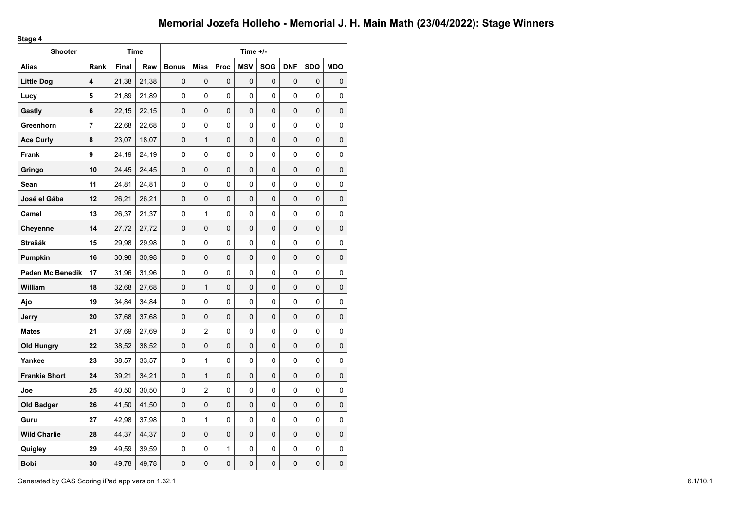# Memorial Jozefa Holleho - Memorial J. H. Main Math (23/04/2022): Stage Winners

**Stage 4**

| Shooter | | Time | | Time +/- | | | | | | | | |
|---|---|---|---|---|---|---|---|---|---|---|---|---|
| **Alias** | **Rank** | **Final** | **Raw** | **Bonus** | **Miss** | **Proc** | **MSV** | **SOG** | **DNF** | **SDQ** | **MDQ** |
| **Little Dog** | **4** | 21,38 | 21,38 | 0 | 0 | 0 | 0 | 0 | 0 | 0 | 0 |
| **Lucy** | **5** | 21,89 | 21,89 | 0 | 0 | 0 | 0 | 0 | 0 | 0 | 0 |
| **Gastly** | **6** | 22,15 | 22,15 | 0 | 0 | 0 | 0 | 0 | 0 | 0 | 0 |
| **Greenhorn** | **7** | 22,68 | 22,68 | 0 | 0 | 0 | 0 | 0 | 0 | 0 | 0 |
| **Ace Curly** | **8** | 23,07 | 18,07 | 0 | 1 | 0 | 0 | 0 | 0 | 0 | 0 |
| **Frank** | **9** | 24,19 | 24,19 | 0 | 0 | 0 | 0 | 0 | 0 | 0 | 0 |
| **Gringo** | **10** | 24,45 | 24,45 | 0 | 0 | 0 | 0 | 0 | 0 | 0 | 0 |
| **Sean** | **11** | 24,81 | 24,81 | 0 | 0 | 0 | 0 | 0 | 0 | 0 | 0 |
| **José el Gába** | **12** | 26,21 | 26,21 | 0 | 0 | 0 | 0 | 0 | 0 | 0 | 0 |
| **Camel** | **13** | 26,37 | 21,37 | 0 | 1 | 0 | 0 | 0 | 0 | 0 | 0 |
| **Cheyenne** | **14** | 27,72 | 27,72 | 0 | 0 | 0 | 0 | 0 | 0 | 0 | 0 |
| **Strašák** | **15** | 29,98 | 29,98 | 0 | 0 | 0 | 0 | 0 | 0 | 0 | 0 |
| **Pumpkin** | **16** | 30,98 | 30,98 | 0 | 0 | 0 | 0 | 0 | 0 | 0 | 0 |
| **Paden Mc Benedik** | **17** | 31,96 | 31,96 | 0 | 0 | 0 | 0 | 0 | 0 | 0 | 0 |
| **William** | **18** | 32,68 | 27,68 | 0 | 1 | 0 | 0 | 0 | 0 | 0 | 0 |
| **Ajo** | **19** | 34,84 | 34,84 | 0 | 0 | 0 | 0 | 0 | 0 | 0 | 0 |
| **Jerry** | **20** | 37,68 | 37,68 | 0 | 0 | 0 | 0 | 0 | 0 | 0 | 0 |
| **Mates** | **21** | 37,69 | 27,69 | 0 | 2 | 0 | 0 | 0 | 0 | 0 | 0 |
| **Old Hungry** | **22** | 38,52 | 38,52 | 0 | 0 | 0 | 0 | 0 | 0 | 0 | 0 |
| **Yankee** | **23** | 38,57 | 33,57 | 0 | 1 | 0 | 0 | 0 | 0 | 0 | 0 |
| **Frankie Short** | **24** | 39,21 | 34,21 | 0 | 1 | 0 | 0 | 0 | 0 | 0 | 0 |
| **Joe** | **25** | 40,50 | 30,50 | 0 | 2 | 0 | 0 | 0 | 0 | 0 | 0 |
| **Old Badger** | **26** | 41,50 | 41,50 | 0 | 0 | 0 | 0 | 0 | 0 | 0 | 0 |
| **Guru** | **27** | 42,98 | 37,98 | 0 | 1 | 0 | 0 | 0 | 0 | 0 | 0 |
| **Wild Charlie** | **28** | 44,37 | 44,37 | 0 | 0 | 0 | 0 | 0 | 0 | 0 | 0 |
| **Quigley** | **29** | 49,59 | 39,59 | 0 | 0 | 1 | 0 | 0 | 0 | 0 | 0 |
| **Bobi** | **30** | 49,78 | 49,78 | 0 | 0 | 0 | 0 | 0 | 0 | 0 | 0 |

Generated by CAS Scoring iPad app version 1.32.1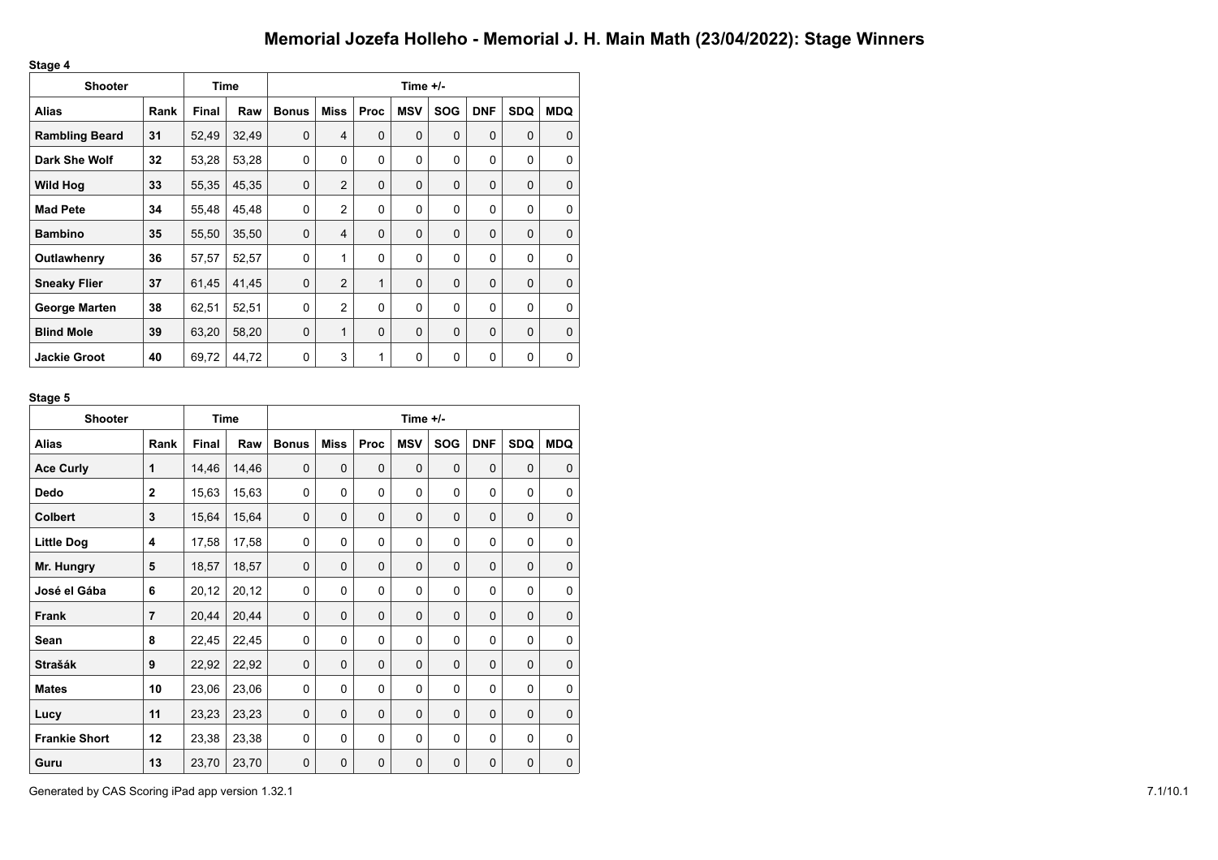# Memorial Jozefa Holleho - Memorial J. H. Main Math (23/04/2022): Stage Winners

**Stage 4**

| Shooter | | Time | | Time +/- | | | | | | | |
|---|---|---|---|---|---|---|---|---|---|---|---|
| **Alias** | **Rank** | **Final** | **Raw** | **Bonus** | **Miss** | **Proc** | **MSV** | **SOG** | **DNF** | **SDQ** | **MDQ** |
| **Rambling Beard** | **31** | 52,49 | 32,49 | 0 | 4 | 0 | 0 | 0 | 0 | 0 | 0 |
| **Dark She Wolf** | **32** | 53,28 | 53,28 | 0 | 0 | 0 | 0 | 0 | 0 | 0 | 0 |
| **Wild Hog** | **33** | 55,35 | 45,35 | 0 | 2 | 0 | 0 | 0 | 0 | 0 | 0 |
| **Mad Pete** | **34** | 55,48 | 45,48 | 0 | 2 | 0 | 0 | 0 | 0 | 0 | 0 |
| **Bambino** | **35** | 55,50 | 35,50 | 0 | 4 | 0 | 0 | 0 | 0 | 0 | 0 |
| **Outlawhenry** | **36** | 57,57 | 52,57 | 0 | 1 | 0 | 0 | 0 | 0 | 0 | 0 |
| **Sneaky Flier** | **37** | 61,45 | 41,45 | 0 | 2 | 1 | 0 | 0 | 0 | 0 | 0 |
| **George Marten** | **38** | 62,51 | 52,51 | 0 | 2 | 0 | 0 | 0 | 0 | 0 | 0 |
| **Blind Mole** | **39** | 63,20 | 58,20 | 0 | 1 | 0 | 0 | 0 | 0 | 0 | 0 |
| **Jackie Groot** | **40** | 69,72 | 44,72 | 0 | 3 | 1 | 0 | 0 | 0 | 0 | 0 |

**Stage 5**

| Shooter | | Time | | Time +/- | | | | | | | |
|---|---|---|---|---|---|---|---|---|---|---|---|
| **Alias** | **Rank** | **Final** | **Raw** | **Bonus** | **Miss** | **Proc** | **MSV** | **SOG** | **DNF** | **SDQ** | **MDQ** |
| **Ace Curly** | **1** | 14,46 | 14,46 | 0 | 0 | 0 | 0 | 0 | 0 | 0 | 0 |
| **Dedo** | **2** | 15,63 | 15,63 | 0 | 0 | 0 | 0 | 0 | 0 | 0 | 0 |
| **Colbert** | **3** | 15,64 | 15,64 | 0 | 0 | 0 | 0 | 0 | 0 | 0 | 0 |
| **Little Dog** | **4** | 17,58 | 17,58 | 0 | 0 | 0 | 0 | 0 | 0 | 0 | 0 |
| **Mr. Hungry** | **5** | 18,57 | 18,57 | 0 | 0 | 0 | 0 | 0 | 0 | 0 | 0 |
| **José el Gába** | **6** | 20,12 | 20,12 | 0 | 0 | 0 | 0 | 0 | 0 | 0 | 0 |
| **Frank** | **7** | 20,44 | 20,44 | 0 | 0 | 0 | 0 | 0 | 0 | 0 | 0 |
| **Sean** | **8** | 22,45 | 22,45 | 0 | 0 | 0 | 0 | 0 | 0 | 0 | 0 |
| **Strašák** | **9** | 22,92 | 22,92 | 0 | 0 | 0 | 0 | 0 | 0 | 0 | 0 |
| **Mates** | **10** | 23,06 | 23,06 | 0 | 0 | 0 | 0 | 0 | 0 | 0 | 0 |
| **Lucy** | **11** | 23,23 | 23,23 | 0 | 0 | 0 | 0 | 0 | 0 | 0 | 0 |
| **Frankie Short** | **12** | 23,38 | 23,38 | 0 | 0 | 0 | 0 | 0 | 0 | 0 | 0 |
| **Guru** | **13** | 23,70 | 23,70 | 0 | 0 | 0 | 0 | 0 | 0 | 0 | 0 |

Generated by CAS Scoring iPad app version 1.32.1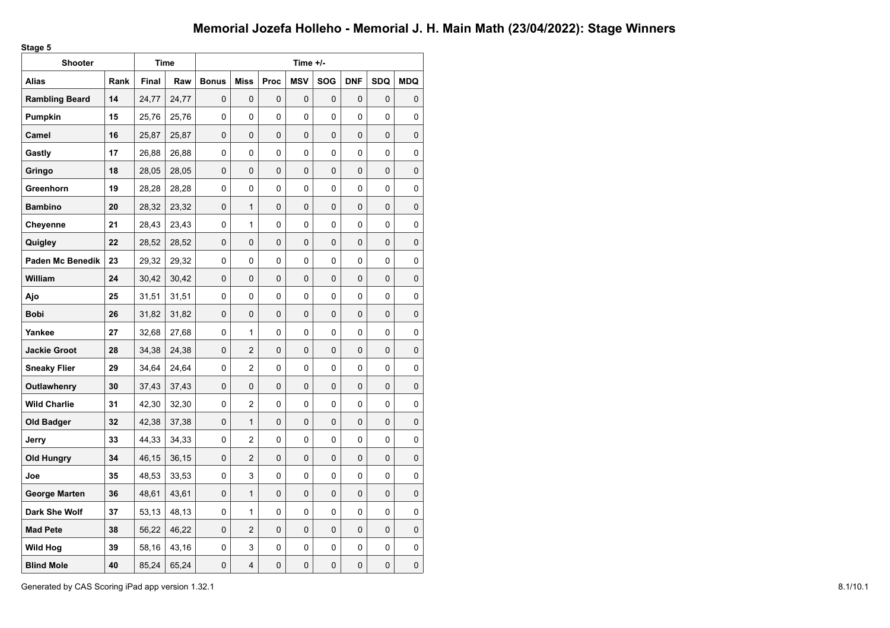# Memorial Jozefa Holleho - Memorial J. H. Main Math (23/04/2022): Stage Winners

**Stage 5**

| Shooter | | Time | | Time +/- | | | | | | | | |
|---|---|---|---|---|---|---|---|---|---|---|---|---|
| **Alias** | **Rank** | **Final** | **Raw** | **Bonus** | **Miss** | **Proc** | **MSV** | **SOG** | **DNF** | **SDQ** | **MDQ** |
| **Rambling Beard** | **14** | 24,77 | 24,77 | 0 | 0 | 0 | 0 | 0 | 0 | 0 | 0 |
| **Pumpkin** | **15** | 25,76 | 25,76 | 0 | 0 | 0 | 0 | 0 | 0 | 0 | 0 |
| **Camel** | **16** | 25,87 | 25,87 | 0 | 0 | 0 | 0 | 0 | 0 | 0 | 0 |
| **Gastly** | **17** | 26,88 | 26,88 | 0 | 0 | 0 | 0 | 0 | 0 | 0 | 0 |
| **Gringo** | **18** | 28,05 | 28,05 | 0 | 0 | 0 | 0 | 0 | 0 | 0 | 0 |
| **Greenhorn** | **19** | 28,28 | 28,28 | 0 | 0 | 0 | 0 | 0 | 0 | 0 | 0 |
| **Bambino** | **20** | 28,32 | 23,32 | 0 | 1 | 0 | 0 | 0 | 0 | 0 | 0 |
| **Cheyenne** | **21** | 28,43 | 23,43 | 0 | 1 | 0 | 0 | 0 | 0 | 0 | 0 |
| **Quigley** | **22** | 28,52 | 28,52 | 0 | 0 | 0 | 0 | 0 | 0 | 0 | 0 |
| **Paden Mc Benedik** | **23** | 29,32 | 29,32 | 0 | 0 | 0 | 0 | 0 | 0 | 0 | 0 |
| **William** | **24** | 30,42 | 30,42 | 0 | 0 | 0 | 0 | 0 | 0 | 0 | 0 |
| **Ajo** | **25** | 31,51 | 31,51 | 0 | 0 | 0 | 0 | 0 | 0 | 0 | 0 |
| **Bobi** | **26** | 31,82 | 31,82 | 0 | 0 | 0 | 0 | 0 | 0 | 0 | 0 |
| **Yankee** | **27** | 32,68 | 27,68 | 0 | 1 | 0 | 0 | 0 | 0 | 0 | 0 |
| **Jackie Groot** | **28** | 34,38 | 24,38 | 0 | 2 | 0 | 0 | 0 | 0 | 0 | 0 |
| **Sneaky Flier** | **29** | 34,64 | 24,64 | 0 | 2 | 0 | 0 | 0 | 0 | 0 | 0 |
| **Outlawhenry** | **30** | 37,43 | 37,43 | 0 | 0 | 0 | 0 | 0 | 0 | 0 | 0 |
| **Wild Charlie** | **31** | 42,30 | 32,30 | 0 | 2 | 0 | 0 | 0 | 0 | 0 | 0 |
| **Old Badger** | **32** | 42,38 | 37,38 | 0 | 1 | 0 | 0 | 0 | 0 | 0 | 0 |
| **Jerry** | **33** | 44,33 | 34,33 | 0 | 2 | 0 | 0 | 0 | 0 | 0 | 0 |
| **Old Hungry** | **34** | 46,15 | 36,15 | 0 | 2 | 0 | 0 | 0 | 0 | 0 | 0 |
| **Joe** | **35** | 48,53 | 33,53 | 0 | 3 | 0 | 0 | 0 | 0 | 0 | 0 |
| **George Marten** | **36** | 48,61 | 43,61 | 0 | 1 | 0 | 0 | 0 | 0 | 0 | 0 |
| **Dark She Wolf** | **37** | 53,13 | 48,13 | 0 | 1 | 0 | 0 | 0 | 0 | 0 | 0 |
| **Mad Pete** | **38** | 56,22 | 46,22 | 0 | 2 | 0 | 0 | 0 | 0 | 0 | 0 |
| **Wild Hog** | **39** | 58,16 | 43,16 | 0 | 3 | 0 | 0 | 0 | 0 | 0 | 0 |
| **Blind Mole** | **40** | 85,24 | 65,24 | 0 | 4 | 0 | 0 | 0 | 0 | 0 | 0 |

Generated by CAS Scoring iPad app version 1.32.1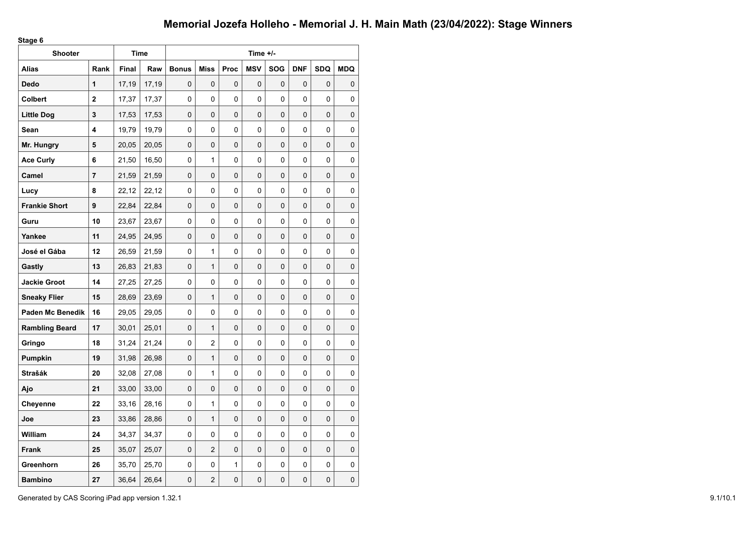# Memorial Jozefa Holleho - Memorial J. H. Main Math (23/04/2022): Stage Winners

**Stage 6**

| Shooter | | Time | | Time +/- | | | | | | | | |
|---|---|---|---|---|---|---|---|---|---|---|---|---|
| **Alias** | **Rank** | **Final** | **Raw** | **Bonus** | **Miss** | **Proc** | **MSV** | **SOG** | **DNF** | **SDQ** | **MDQ** |
| **Dedo** | **1** | 17,19 | 17,19 | 0 | 0 | 0 | 0 | 0 | 0 | 0 | 0 |
| **Colbert** | **2** | 17,37 | 17,37 | 0 | 0 | 0 | 0 | 0 | 0 | 0 | 0 |
| **Little Dog** | **3** | 17,53 | 17,53 | 0 | 0 | 0 | 0 | 0 | 0 | 0 | 0 |
| **Sean** | **4** | 19,79 | 19,79 | 0 | 0 | 0 | 0 | 0 | 0 | 0 | 0 |
| **Mr. Hungry** | **5** | 20,05 | 20,05 | 0 | 0 | 0 | 0 | 0 | 0 | 0 | 0 |
| **Ace Curly** | **6** | 21,50 | 16,50 | 0 | 1 | 0 | 0 | 0 | 0 | 0 | 0 |
| **Camel** | **7** | 21,59 | 21,59 | 0 | 0 | 0 | 0 | 0 | 0 | 0 | 0 |
| **Lucy** | **8** | 22,12 | 22,12 | 0 | 0 | 0 | 0 | 0 | 0 | 0 | 0 |
| **Frankie Short** | **9** | 22,84 | 22,84 | 0 | 0 | 0 | 0 | 0 | 0 | 0 | 0 |
| **Guru** | **10** | 23,67 | 23,67 | 0 | 0 | 0 | 0 | 0 | 0 | 0 | 0 |
| **Yankee** | **11** | 24,95 | 24,95 | 0 | 0 | 0 | 0 | 0 | 0 | 0 | 0 |
| **José el Gába** | **12** | 26,59 | 21,59 | 0 | 1 | 0 | 0 | 0 | 0 | 0 | 0 |
| **Gastly** | **13** | 26,83 | 21,83 | 0 | 1 | 0 | 0 | 0 | 0 | 0 | 0 |
| **Jackie Groot** | **14** | 27,25 | 27,25 | 0 | 0 | 0 | 0 | 0 | 0 | 0 | 0 |
| **Sneaky Flier** | **15** | 28,69 | 23,69 | 0 | 1 | 0 | 0 | 0 | 0 | 0 | 0 |
| **Paden Mc Benedik** | **16** | 29,05 | 29,05 | 0 | 0 | 0 | 0 | 0 | 0 | 0 | 0 |
| **Rambling Beard** | **17** | 30,01 | 25,01 | 0 | 1 | 0 | 0 | 0 | 0 | 0 | 0 |
| **Gringo** | **18** | 31,24 | 21,24 | 0 | 2 | 0 | 0 | 0 | 0 | 0 | 0 |
| **Pumpkin** | **19** | 31,98 | 26,98 | 0 | 1 | 0 | 0 | 0 | 0 | 0 | 0 |
| **Strašák** | **20** | 32,08 | 27,08 | 0 | 1 | 0 | 0 | 0 | 0 | 0 | 0 |
| **Ajo** | **21** | 33,00 | 33,00 | 0 | 0 | 0 | 0 | 0 | 0 | 0 | 0 |
| **Cheyenne** | **22** | 33,16 | 28,16 | 0 | 1 | 0 | 0 | 0 | 0 | 0 | 0 |
| **Joe** | **23** | 33,86 | 28,86 | 0 | 1 | 0 | 0 | 0 | 0 | 0 | 0 |
| **William** | **24** | 34,37 | 34,37 | 0 | 0 | 0 | 0 | 0 | 0 | 0 | 0 |
| **Frank** | **25** | 35,07 | 25,07 | 0 | 2 | 0 | 0 | 0 | 0 | 0 | 0 |
| **Greenhorn** | **26** | 35,70 | 25,70 | 0 | 0 | 1 | 0 | 0 | 0 | 0 | 0 |
| **Bambino** | **27** | 36,64 | 26,64 | 0 | 2 | 0 | 0 | 0 | 0 | 0 | 0 |

Generated by CAS Scoring iPad app version 1.32.1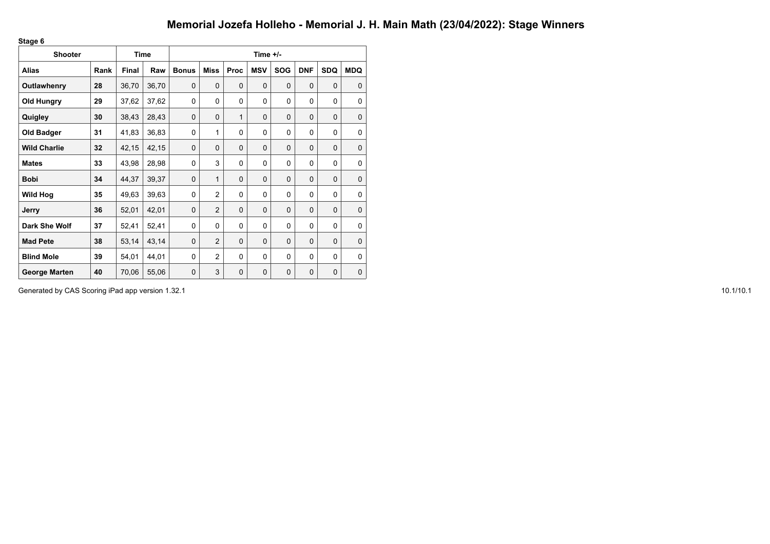# Memorial Jozefa Holleho - Memorial J. H. Main Math (23/04/2022): Stage Winners

**Stage 6**

| Shooter | | Time | | Time +/- | | | | | | | |
|---|---|---|---|---|---|---|---|---|---|---|---|
| **Alias** | **Rank** | **Final** | **Raw** | **Bonus** | **Miss** | **Proc** | **MSV** | **SOG** | **DNF** | **SDQ** | **MDQ** |
| **Outlawhenry** | **28** | 36,70 | 36,70 | 0 | 0 | 0 | 0 | 0 | 0 | 0 | 0 |
| **Old Hungry** | **29** | 37,62 | 37,62 | 0 | 0 | 0 | 0 | 0 | 0 | 0 | 0 |
| **Quigley** | **30** | 38,43 | 28,43 | 0 | 0 | 1 | 0 | 0 | 0 | 0 | 0 |
| **Old Badger** | **31** | 41,83 | 36,83 | 0 | 1 | 0 | 0 | 0 | 0 | 0 | 0 |
| **Wild Charlie** | **32** | 42,15 | 42,15 | 0 | 0 | 0 | 0 | 0 | 0 | 0 | 0 |
| **Mates** | **33** | 43,98 | 28,98 | 0 | 3 | 0 | 0 | 0 | 0 | 0 | 0 |
| **Bobi** | **34** | 44,37 | 39,37 | 0 | 1 | 0 | 0 | 0 | 0 | 0 | 0 |
| **Wild Hog** | **35** | 49,63 | 39,63 | 0 | 2 | 0 | 0 | 0 | 0 | 0 | 0 |
| **Jerry** | **36** | 52,01 | 42,01 | 0 | 2 | 0 | 0 | 0 | 0 | 0 | 0 |
| **Dark She Wolf** | **37** | 52,41 | 52,41 | 0 | 0 | 0 | 0 | 0 | 0 | 0 | 0 |
| **Mad Pete** | **38** | 53,14 | 43,14 | 0 | 2 | 0 | 0 | 0 | 0 | 0 | 0 |
| **Blind Mole** | **39** | 54,01 | 44,01 | 0 | 2 | 0 | 0 | 0 | 0 | 0 | 0 |
| **George Marten** | **40** | 70,06 | 55,06 | 0 | 3 | 0 | 0 | 0 | 0 | 0 | 0 |

Generated by CAS Scoring iPad app version 1.32.1